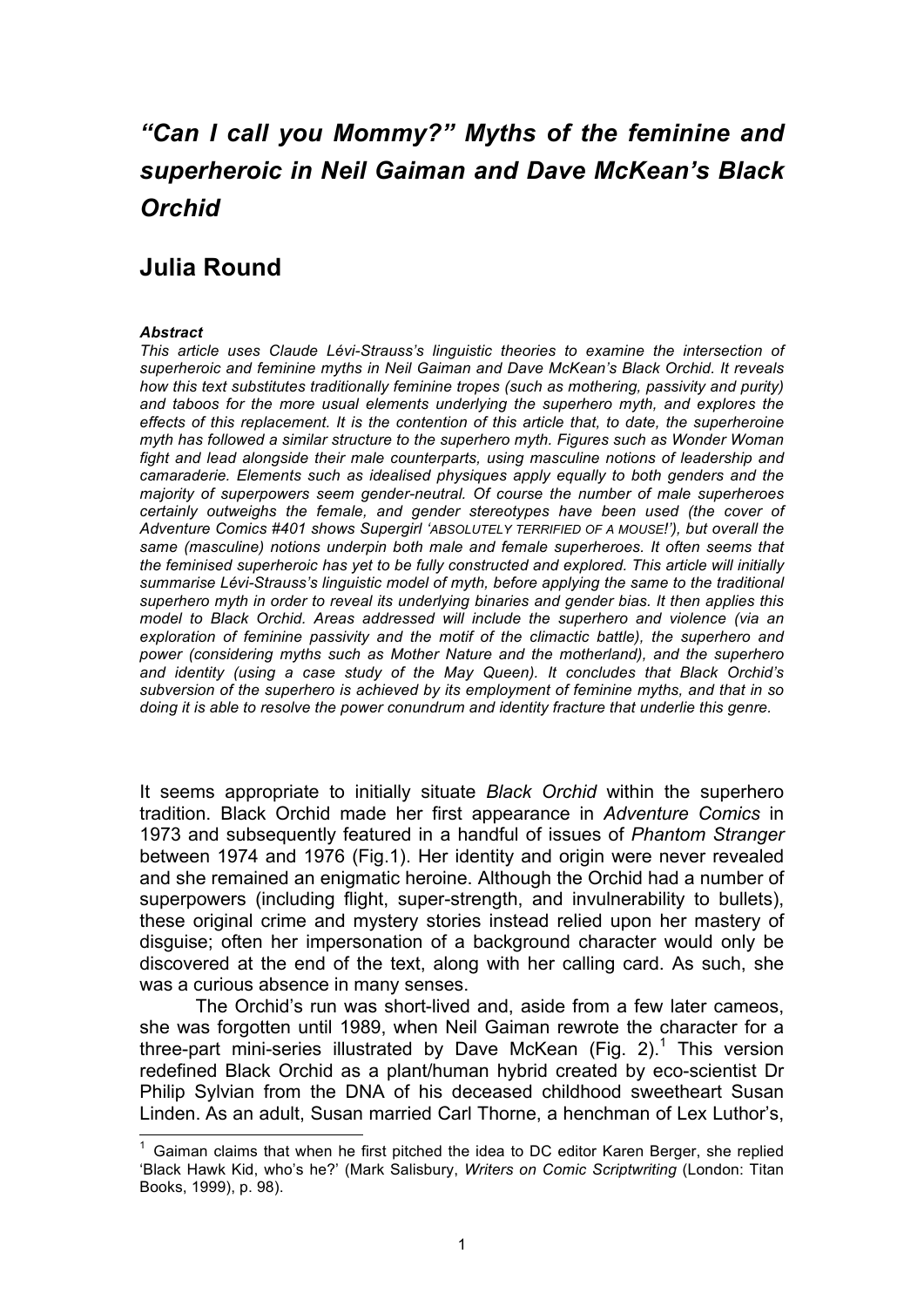# *"Can I call you Mommy?" Myths of the feminine and superheroic in Neil Gaiman and Dave McKean's Black Orchid*

## Julia Round

***Abstract***

*This article uses Claude Lévi-Strauss's linguistic theories to examine the intersection of superheroic and feminine myths in Neil Gaiman and Dave McKean's Black Orchid. It reveals how this text substitutes traditionally feminine tropes (such as mothering, passivity and purity) and taboos for the more usual elements underlying the superhero myth, and explores the effects of this replacement. It is the contention of this article that, to date, the superheroine myth has followed a similar structure to the superhero myth. Figures such as Wonder Woman fight and lead alongside their male counterparts, using masculine notions of leadership and camaraderie. Elements such as idealised physiques apply equally to both genders and the majority of superpowers seem gender-neutral. Of course the number of male superheroes certainly outweighs the female, and gender stereotypes have been used (the cover of Adventure Comics #401 shows Supergirl 'ABSOLUTELY TERRIFIED OF A MOUSE!'), but overall the same (masculine) notions underpin both male and female superheroes. It often seems that the feminised superheroic has yet to be fully constructed and explored. This article will initially summarise Lévi-Strauss's linguistic model of myth, before applying the same to the traditional superhero myth in order to reveal its underlying binaries and gender bias. It then applies this model to Black Orchid. Areas addressed will include the superhero and violence (via an exploration of feminine passivity and the motif of the climactic battle), the superhero and power (considering myths such as Mother Nature and the motherland), and the superhero and identity (using a case study of the May Queen). It concludes that Black Orchid's subversion of the superhero is achieved by its employment of feminine myths, and that in so doing it is able to resolve the power conundrum and identity fracture that underlie this genre.*

It seems appropriate to initially situate *Black Orchid* within the superhero tradition. Black Orchid made her first appearance in *Adventure Comics* in 1973 and subsequently featured in a handful of issues of *Phantom Stranger* between 1974 and 1976 (Fig.1). Her identity and origin were never revealed and she remained an enigmatic heroine. Although the Orchid had a number of superpowers (including flight, super-strength, and invulnerability to bullets), these original crime and mystery stories instead relied upon her mastery of disguise; often her impersonation of a background character would only be discovered at the end of the text, along with her calling card. As such, she was a curious absence in many senses.

The Orchid's run was short-lived and, aside from a few later cameos, she was forgotten until 1989, when Neil Gaiman rewrote the character for a three-part mini-series illustrated by Dave McKean (Fig. 2).[1] This version redefined Black Orchid as a plant/human hybrid created by eco-scientist Dr Philip Sylvian from the DNA of his deceased childhood sweetheart Susan Linden. As an adult, Susan married Carl Thorne, a henchman of Lex Luthor's,

---

[1] Gaiman claims that when he first pitched the idea to DC editor Karen Berger, she replied 'Black Hawk Kid, who's he?' (Mark Salisbury, *Writers on Comic Scriptwriting* (London: Titan Books, 1999), p. 98).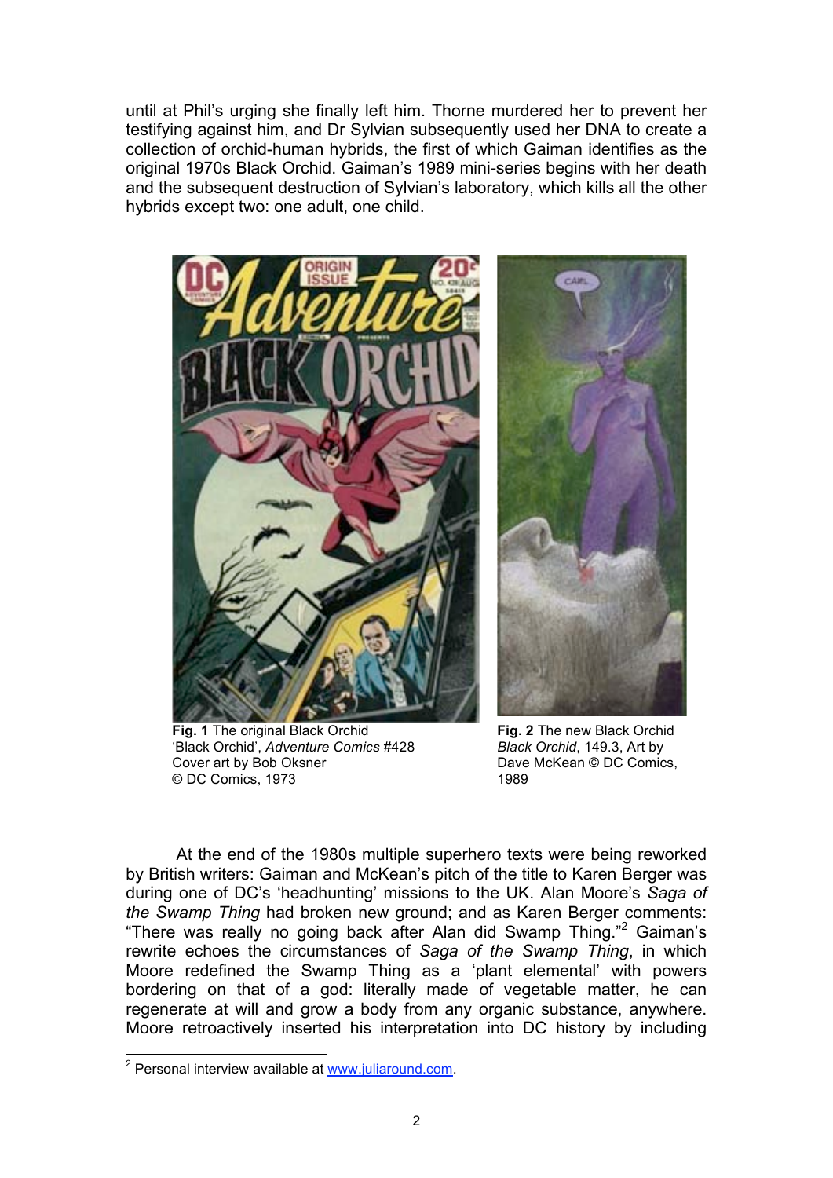until at Phil's urging she finally left him. Thorne murdered her to prevent her testifying against him, and Dr Sylvian subsequently used her DNA to create a collection of orchid-human hybrids, the first of which Gaiman identifies as the original 1970s Black Orchid. Gaiman's 1989 mini-series begins with her death and the subsequent destruction of Sylvian's laboratory, which kills all the other hybrids except two: one adult, one child.

**Fig. 1** The original Black Orchid
'Black Orchid', *Adventure Comics* #428
Cover art by Bob Oksner
© DC Comics, 1973

**Fig. 2** The new Black Orchid
*Black Orchid*, 149.3, Art by
Dave McKean © DC Comics,
1989

At the end of the 1980s multiple superhero texts were being reworked by British writers: Gaiman and McKean's pitch of the title to Karen Berger was during one of DC's 'headhunting' missions to the UK. Alan Moore's *Saga of the Swamp Thing* had broken new ground; and as Karen Berger comments: "There was really no going back after Alan did Swamp Thing."[2] Gaiman's rewrite echoes the circumstances of *Saga of the Swamp Thing*, in which Moore redefined the Swamp Thing as a 'plant elemental' with powers bordering on that of a god: literally made of vegetable matter, he can regenerate at will and grow a body from any organic substance, anywhere. Moore retroactively inserted his interpretation into DC history by including

[2] Personal interview available at www.juliaround.com.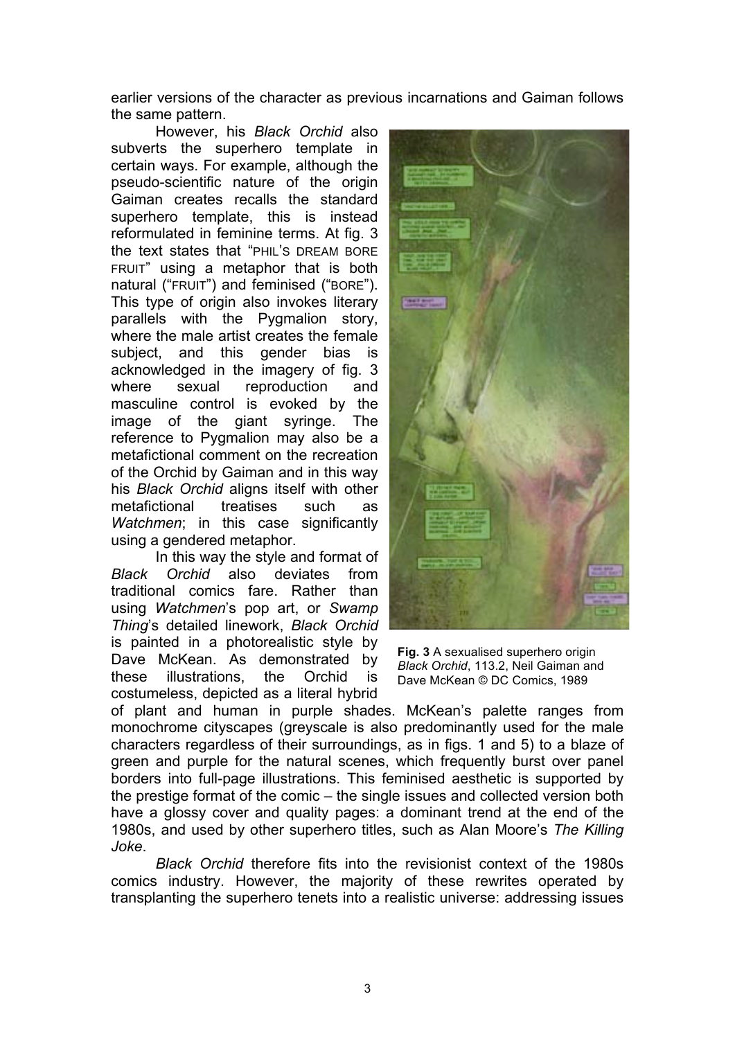earlier versions of the character as previous incarnations and Gaiman follows the same pattern.

However, his *Black Orchid* also subverts the superhero template in certain ways. For example, although the pseudo-scientific nature of the origin Gaiman creates recalls the standard superhero template, this is instead reformulated in feminine terms. At fig. 3 the text states that "PHIL'S DREAM BORE FRUIT" using a metaphor that is both natural ("FRUIT") and feminised ("BORE"). This type of origin also invokes literary parallels with the Pygmalion story, where the male artist creates the female subject, and this gender bias is acknowledged in the imagery of fig. 3 where sexual reproduction and masculine control is evoked by the image of the giant syringe. The reference to Pygmalion may also be a metafictional comment on the recreation of the Orchid by Gaiman and in this way his *Black Orchid* aligns itself with other metafictional treatises such as *Watchmen*; in this case significantly using a gendered metaphor.

**Fig. 3** A sexualised superhero origin *Black Orchid*, 113.2, Neil Gaiman and Dave McKean © DC Comics, 1989

In this way the style and format of *Black Orchid* also deviates from traditional comics fare. Rather than using *Watchmen*'s pop art, or *Swamp Thing*'s detailed linework, *Black Orchid* is painted in a photorealistic style by Dave McKean. As demonstrated by these illustrations, the Orchid is costumeless, depicted as a literal hybrid of plant and human in purple shades. McKean's palette ranges from monochrome cityscapes (greyscale is also predominantly used for the male characters regardless of their surroundings, as in figs. 1 and 5) to a blaze of green and purple for the natural scenes, which frequently burst over panel borders into full-page illustrations. This feminised aesthetic is supported by the prestige format of the comic – the single issues and collected version both have a glossy cover and quality pages: a dominant trend at the end of the 1980s, and used by other superhero titles, such as Alan Moore's *The Killing Joke*.

*Black Orchid* therefore fits into the revisionist context of the 1980s comics industry. However, the majority of these rewrites operated by transplanting the superhero tenets into a realistic universe: addressing issues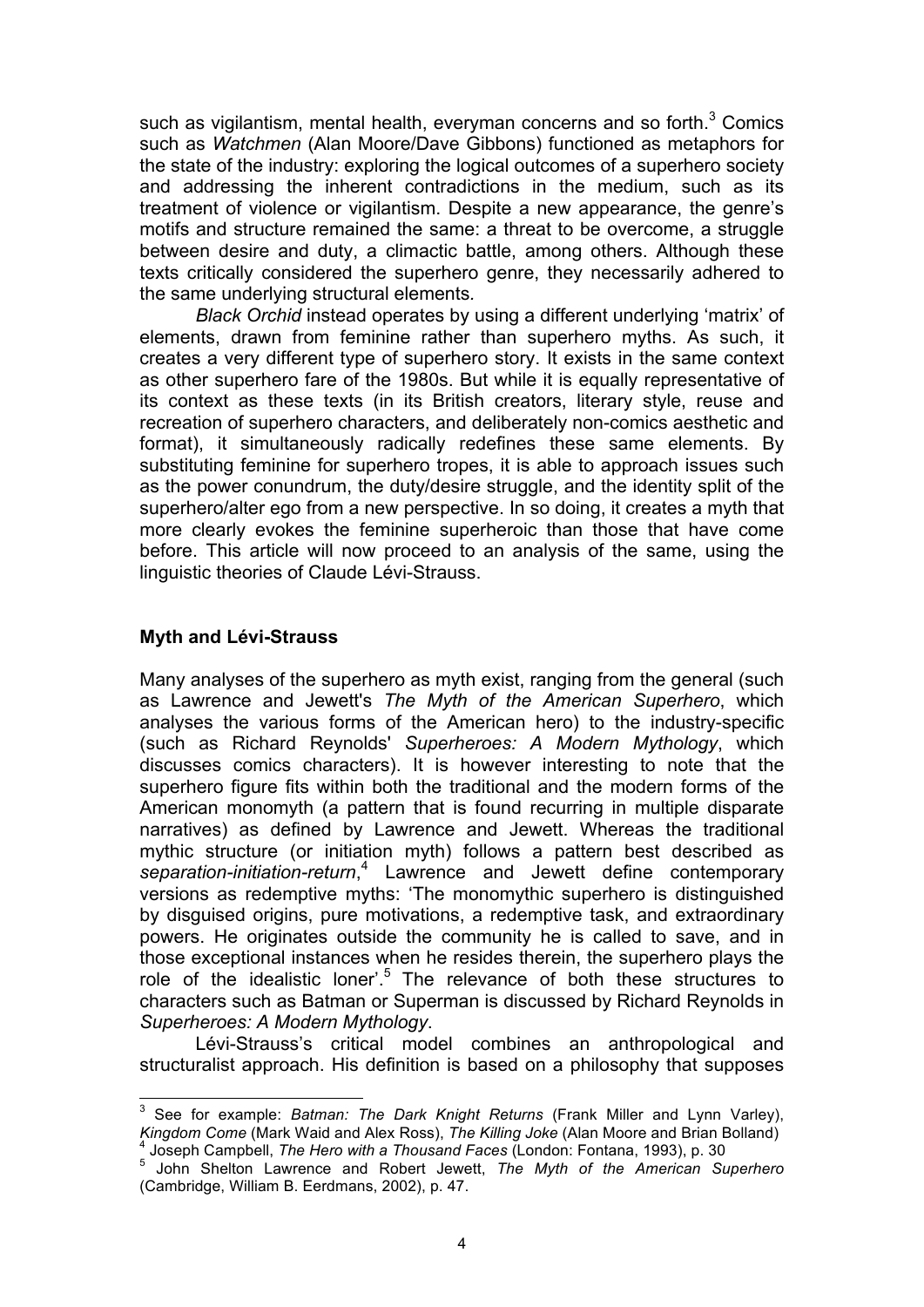such as vigilantism, mental health, everyman concerns and so forth.[3] Comics such as *Watchmen* (Alan Moore/Dave Gibbons) functioned as metaphors for the state of the industry: exploring the logical outcomes of a superhero society and addressing the inherent contradictions in the medium, such as its treatment of violence or vigilantism. Despite a new appearance, the genre's motifs and structure remained the same: a threat to be overcome, a struggle between desire and duty, a climactic battle, among others. Although these texts critically considered the superhero genre, they necessarily adhered to the same underlying structural elements.

*Black Orchid* instead operates by using a different underlying 'matrix' of elements, drawn from feminine rather than superhero myths. As such, it creates a very different type of superhero story. It exists in the same context as other superhero fare of the 1980s. But while it is equally representative of its context as these texts (in its British creators, literary style, reuse and recreation of superhero characters, and deliberately non-comics aesthetic and format), it simultaneously radically redefines these same elements. By substituting feminine for superhero tropes, it is able to approach issues such as the power conundrum, the duty/desire struggle, and the identity split of the superhero/alter ego from a new perspective. In so doing, it creates a myth that more clearly evokes the feminine superheroic than those that have come before. This article will now proceed to an analysis of the same, using the linguistic theories of Claude Lévi-Strauss.

## Myth and Lévi-Strauss

Many analyses of the superhero as myth exist, ranging from the general (such as Lawrence and Jewett's *The Myth of the American Superhero*, which analyses the various forms of the American hero) to the industry-specific (such as Richard Reynolds' *Superheroes: A Modern Mythology*, which discusses comics characters). It is however interesting to note that the superhero figure fits within both the traditional and the modern forms of the American monomyth (a pattern that is found recurring in multiple disparate narratives) as defined by Lawrence and Jewett. Whereas the traditional mythic structure (or initiation myth) follows a pattern best described as *separation-initiation-return*,[4] Lawrence and Jewett define contemporary versions as redemptive myths: 'The monomythic superhero is distinguished by disguised origins, pure motivations, a redemptive task, and extraordinary powers. He originates outside the community he is called to save, and in those exceptional instances when he resides therein, the superhero plays the role of the idealistic loner'.[5] The relevance of both these structures to characters such as Batman or Superman is discussed by Richard Reynolds in *Superheroes: A Modern Mythology*.

Lévi-Strauss's critical model combines an anthropological and structuralist approach. His definition is based on a philosophy that supposes

---

[3] See for example: *Batman: The Dark Knight Returns* (Frank Miller and Lynn Varley), *Kingdom Come* (Mark Waid and Alex Ross), *The Killing Joke* (Alan Moore and Brian Bolland)

[4] Joseph Campbell, *The Hero with a Thousand Faces* (London: Fontana, 1993), p. 30

[5] John Shelton Lawrence and Robert Jewett, *The Myth of the American Superhero* (Cambridge, William B. Eerdmans, 2002), p. 47.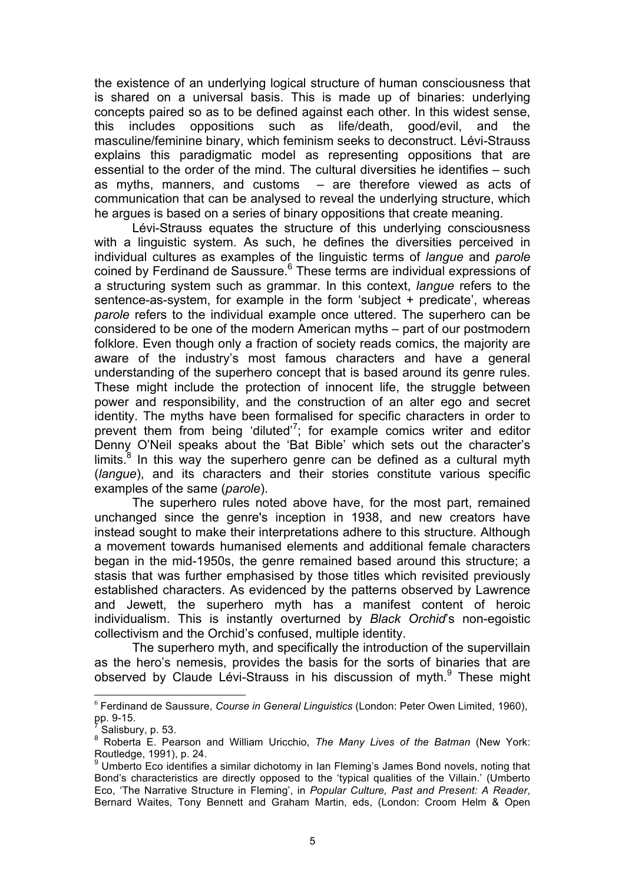the existence of an underlying logical structure of human consciousness that is shared on a universal basis. This is made up of binaries: underlying concepts paired so as to be defined against each other. In this widest sense, this includes oppositions such as life/death, good/evil, and the masculine/feminine binary, which feminism seeks to deconstruct. Lévi-Strauss explains this paradigmatic model as representing oppositions that are essential to the order of the mind. The cultural diversities he identifies – such as myths, manners, and customs – are therefore viewed as acts of communication that can be analysed to reveal the underlying structure, which he argues is based on a series of binary oppositions that create meaning.

Lévi-Strauss equates the structure of this underlying consciousness with a linguistic system. As such, he defines the diversities perceived in individual cultures as examples of the linguistic terms of *langue* and *parole* coined by Ferdinand de Saussure.[6] These terms are individual expressions of a structuring system such as grammar. In this context, *langue* refers to the sentence-as-system, for example in the form 'subject + predicate', whereas *parole* refers to the individual example once uttered. The superhero can be considered to be one of the modern American myths – part of our postmodern folklore. Even though only a fraction of society reads comics, the majority are aware of the industry's most famous characters and have a general understanding of the superhero concept that is based around its genre rules. These might include the protection of innocent life, the struggle between power and responsibility, and the construction of an alter ego and secret identity. The myths have been formalised for specific characters in order to prevent them from being 'diluted'[7]; for example comics writer and editor Denny O'Neil speaks about the 'Bat Bible' which sets out the character's limits.[8] In this way the superhero genre can be defined as a cultural myth (*langue*), and its characters and their stories constitute various specific examples of the same (*parole*).

The superhero rules noted above have, for the most part, remained unchanged since the genre's inception in 1938, and new creators have instead sought to make their interpretations adhere to this structure. Although a movement towards humanised elements and additional female characters began in the mid-1950s, the genre remained based around this structure; a stasis that was further emphasised by those titles which revisited previously established characters. As evidenced by the patterns observed by Lawrence and Jewett, the superhero myth has a manifest content of heroic individualism. This is instantly overturned by *Black Orchid*'s non-egoistic collectivism and the Orchid's confused, multiple identity.

The superhero myth, and specifically the introduction of the supervillain as the hero's nemesis, provides the basis for the sorts of binaries that are observed by Claude Lévi-Strauss in his discussion of myth.[9] These might

---

[6] Ferdinand de Saussure, *Course in General Linguistics* (London: Peter Owen Limited, 1960), pp. 9-15.

[7] Salisbury, p. 53.

[8] Roberta E. Pearson and William Uricchio, *The Many Lives of the Batman* (New York: Routledge, 1991), p. 24.

[9] Umberto Eco identifies a similar dichotomy in Ian Fleming's James Bond novels, noting that Bond's characteristics are directly opposed to the 'typical qualities of the Villain.' (Umberto Eco, 'The Narrative Structure in Fleming', in *Popular Culture, Past and Present: A Reader*, Bernard Waites, Tony Bennett and Graham Martin, eds, (London: Croom Helm & Open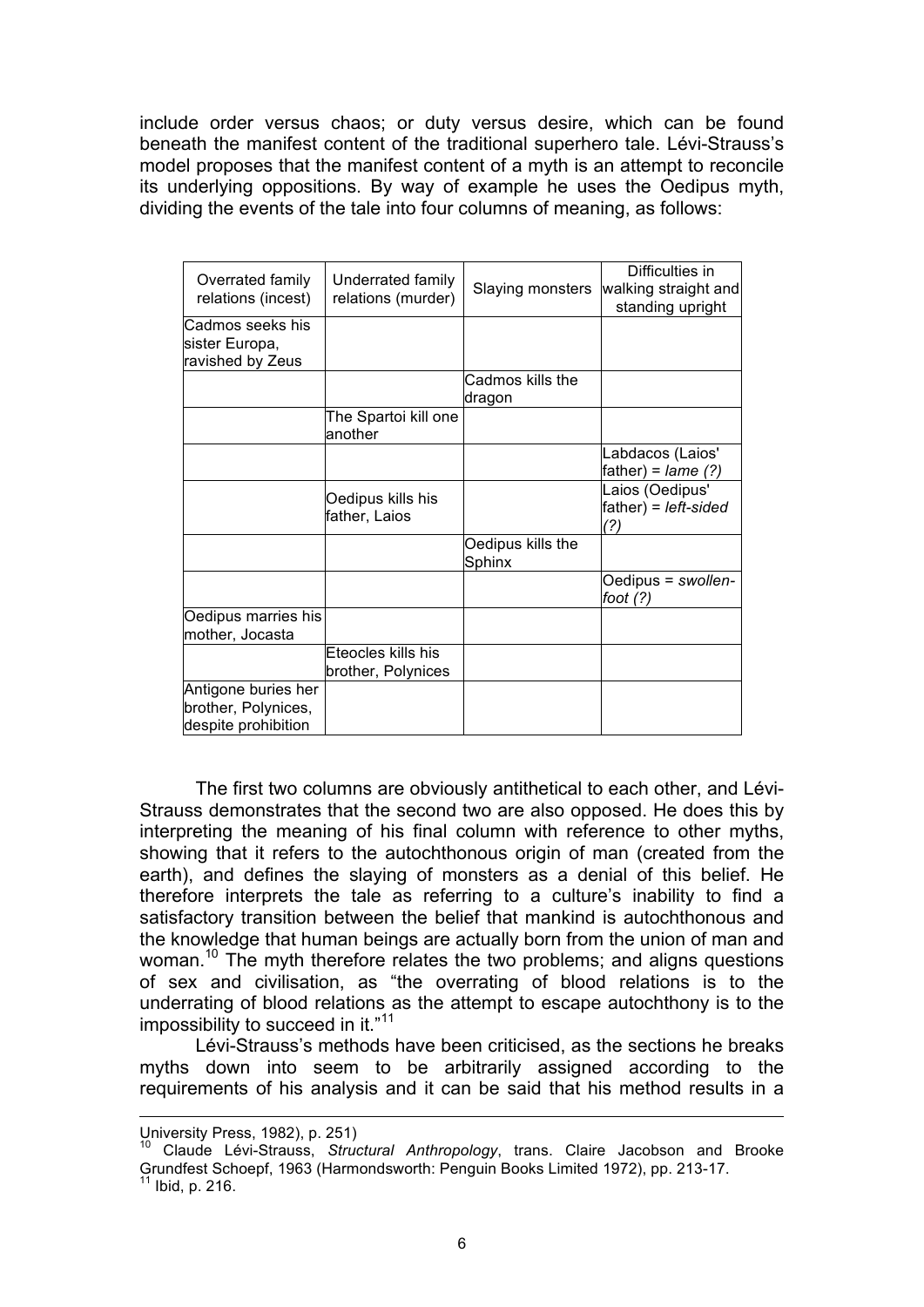include order versus chaos; or duty versus desire, which can be found beneath the manifest content of the traditional superhero tale. Lévi-Strauss's model proposes that the manifest content of a myth is an attempt to reconcile its underlying oppositions. By way of example he uses the Oedipus myth, dividing the events of the tale into four columns of meaning, as follows:

| Overrated family relations (incest) | Underrated family relations (murder) | Slaying monsters | Difficulties in walking straight and standing upright |
|---|---|---|---|
| Cadmos seeks his sister Europa, ravished by Zeus | | | |
| | | Cadmos kills the dragon | |
| | The Spartoi kill one another | | |
| | | | Labdacos (Laios' father) = *lame (?)* |
| | Oedipus kills his father, Laios | | Laios (Oedipus' father) = *left-sided (?)* |
| | | Oedipus kills the Sphinx | |
| | | | Oedipus = *swollen-foot (?)* |
| Oedipus marries his mother, Jocasta | | | |
| | Eteocles kills his brother, Polynices | | |
| Antigone buries her brother, Polynices, despite prohibition | | | |

The first two columns are obviously antithetical to each other, and Lévi-Strauss demonstrates that the second two are also opposed. He does this by interpreting the meaning of his final column with reference to other myths, showing that it refers to the autochthonous origin of man (created from the earth), and defines the slaying of monsters as a denial of this belief. He therefore interprets the tale as referring to a culture's inability to find a satisfactory transition between the belief that mankind is autochthonous and the knowledge that human beings are actually born from the union of man and woman.[10] The myth therefore relates the two problems; and aligns questions of sex and civilisation, as "the overrating of blood relations is to the underrating of blood relations as the attempt to escape autochthony is to the impossibility to succeed in it."[11]

Lévi-Strauss's methods have been criticised, as the sections he breaks myths down into seem to be arbitrarily assigned according to the requirements of his analysis and it can be said that his method results in a

---

University Press, 1982), p. 251)

[10] Claude Lévi-Strauss, *Structural Anthropology*, trans. Claire Jacobson and Brooke Grundfest Schoepf, 1963 (Harmondsworth: Penguin Books Limited 1972), pp. 213-17.

[11] Ibid, p. 216.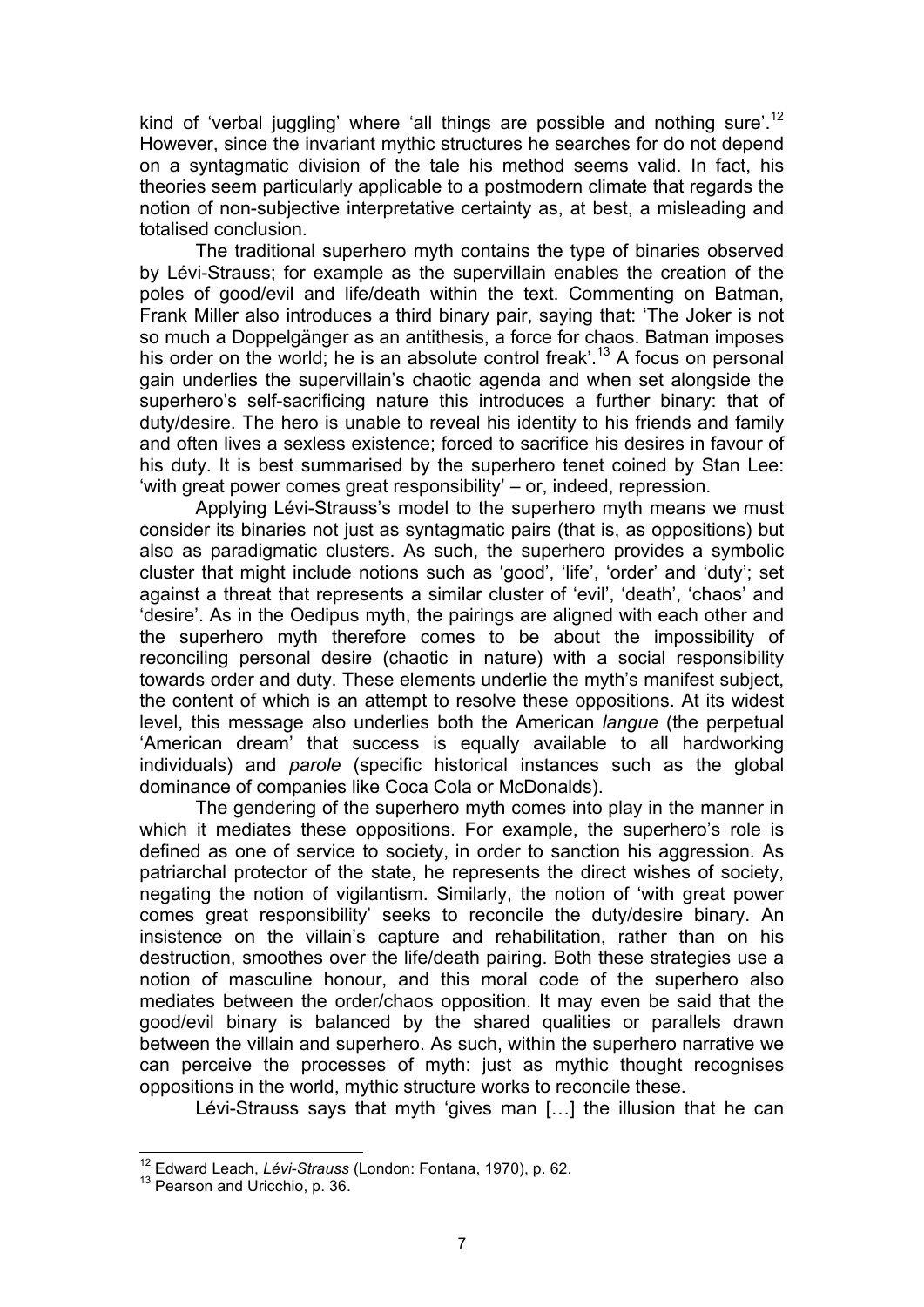kind of 'verbal juggling' where 'all things are possible and nothing sure'.[12] However, since the invariant mythic structures he searches for do not depend on a syntagmatic division of the tale his method seems valid. In fact, his theories seem particularly applicable to a postmodern climate that regards the notion of non-subjective interpretative certainty as, at best, a misleading and totalised conclusion.

The traditional superhero myth contains the type of binaries observed by Lévi-Strauss; for example as the supervillain enables the creation of the poles of good/evil and life/death within the text. Commenting on Batman, Frank Miller also introduces a third binary pair, saying that: 'The Joker is not so much a Doppelgänger as an antithesis, a force for chaos. Batman imposes his order on the world; he is an absolute control freak'.[13] A focus on personal gain underlies the supervillain's chaotic agenda and when set alongside the superhero's self-sacrificing nature this introduces a further binary: that of duty/desire. The hero is unable to reveal his identity to his friends and family and often lives a sexless existence; forced to sacrifice his desires in favour of his duty. It is best summarised by the superhero tenet coined by Stan Lee: 'with great power comes great responsibility' – or, indeed, repression.

Applying Lévi-Strauss's model to the superhero myth means we must consider its binaries not just as syntagmatic pairs (that is, as oppositions) but also as paradigmatic clusters. As such, the superhero provides a symbolic cluster that might include notions such as 'good', 'life', 'order' and 'duty'; set against a threat that represents a similar cluster of 'evil', 'death', 'chaos' and 'desire'. As in the Oedipus myth, the pairings are aligned with each other and the superhero myth therefore comes to be about the impossibility of reconciling personal desire (chaotic in nature) with a social responsibility towards order and duty. These elements underlie the myth's manifest subject, the content of which is an attempt to resolve these oppositions. At its widest level, this message also underlies both the American *langue* (the perpetual 'American dream' that success is equally available to all hardworking individuals) and *parole* (specific historical instances such as the global dominance of companies like Coca Cola or McDonalds).

The gendering of the superhero myth comes into play in the manner in which it mediates these oppositions. For example, the superhero's role is defined as one of service to society, in order to sanction his aggression. As patriarchal protector of the state, he represents the direct wishes of society, negating the notion of vigilantism. Similarly, the notion of 'with great power comes great responsibility' seeks to reconcile the duty/desire binary. An insistence on the villain's capture and rehabilitation, rather than on his destruction, smoothes over the life/death pairing. Both these strategies use a notion of masculine honour, and this moral code of the superhero also mediates between the order/chaos opposition. It may even be said that the good/evil binary is balanced by the shared qualities or parallels drawn between the villain and superhero. As such, within the superhero narrative we can perceive the processes of myth: just as mythic thought recognises oppositions in the world, mythic structure works to reconcile these.

Lévi-Strauss says that myth 'gives man […] the illusion that he can

---

[12] Edward Leach, *Lévi-Strauss* (London: Fontana, 1970), p. 62.

[13] Pearson and Uricchio, p. 36.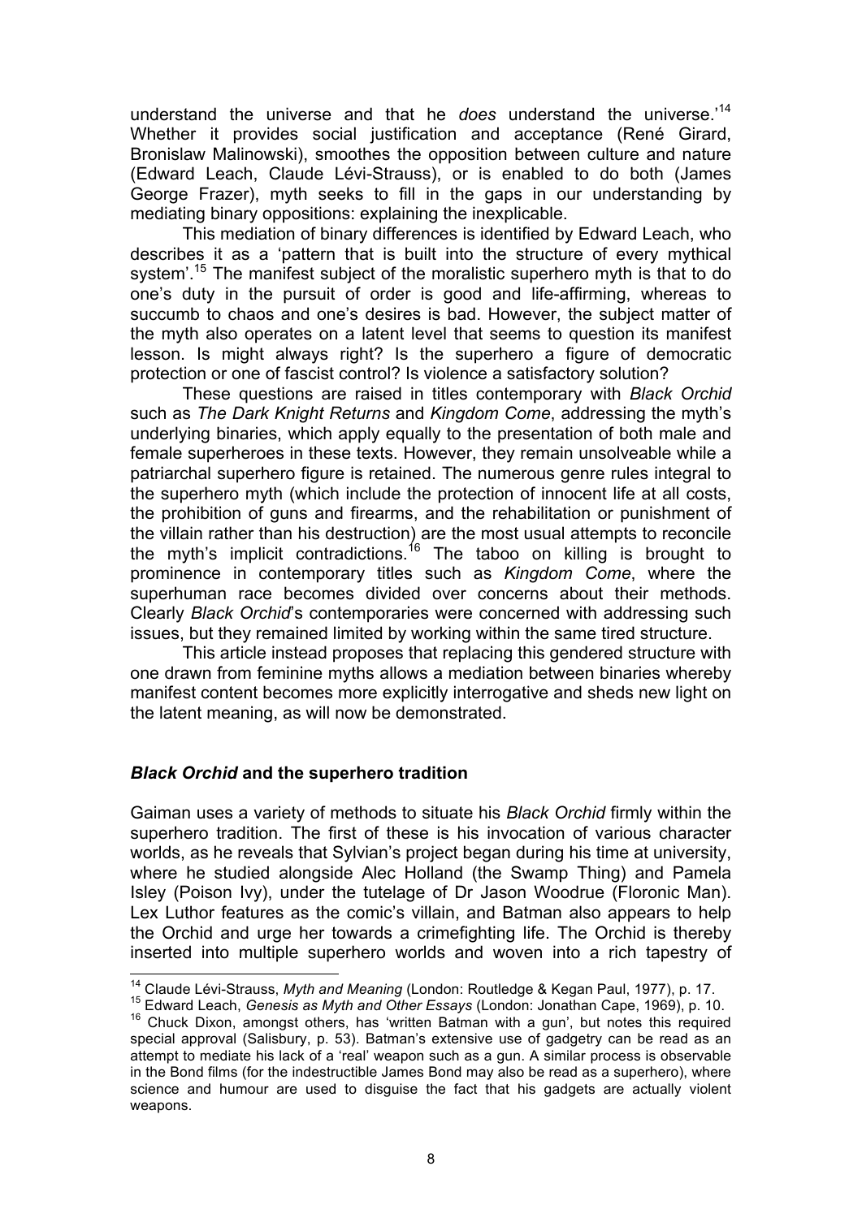understand the universe and that he *does* understand the universe.'[14] Whether it provides social justification and acceptance (René Girard, Bronislaw Malinowski), smoothes the opposition between culture and nature (Edward Leach, Claude Lévi-Strauss), or is enabled to do both (James George Frazer), myth seeks to fill in the gaps in our understanding by mediating binary oppositions: explaining the inexplicable.

This mediation of binary differences is identified by Edward Leach, who describes it as a 'pattern that is built into the structure of every mythical system'.[15] The manifest subject of the moralistic superhero myth is that to do one's duty in the pursuit of order is good and life-affirming, whereas to succumb to chaos and one's desires is bad. However, the subject matter of the myth also operates on a latent level that seems to question its manifest lesson. Is might always right? Is the superhero a figure of democratic protection or one of fascist control? Is violence a satisfactory solution?

These questions are raised in titles contemporary with *Black Orchid* such as *The Dark Knight Returns* and *Kingdom Come*, addressing the myth's underlying binaries, which apply equally to the presentation of both male and female superheroes in these texts. However, they remain unsolveable while a patriarchal superhero figure is retained. The numerous genre rules integral to the superhero myth (which include the protection of innocent life at all costs, the prohibition of guns and firearms, and the rehabilitation or punishment of the villain rather than his destruction) are the most usual attempts to reconcile the myth's implicit contradictions.[16] The taboo on killing is brought to prominence in contemporary titles such as *Kingdom Come*, where the superhuman race becomes divided over concerns about their methods. Clearly *Black Orchid*'s contemporaries were concerned with addressing such issues, but they remained limited by working within the same tired structure.

This article instead proposes that replacing this gendered structure with one drawn from feminine myths allows a mediation between binaries whereby manifest content becomes more explicitly interrogative and sheds new light on the latent meaning, as will now be demonstrated.

## *Black Orchid* and the superhero tradition

Gaiman uses a variety of methods to situate his *Black Orchid* firmly within the superhero tradition. The first of these is his invocation of various character worlds, as he reveals that Sylvian's project began during his time at university, where he studied alongside Alec Holland (the Swamp Thing) and Pamela Isley (Poison Ivy), under the tutelage of Dr Jason Woodrue (Floronic Man). Lex Luthor features as the comic's villain, and Batman also appears to help the Orchid and urge her towards a crimefighting life. The Orchid is thereby inserted into multiple superhero worlds and woven into a rich tapestry of

---

[14] Claude Lévi-Strauss, *Myth and Meaning* (London: Routledge & Kegan Paul, 1977), p. 17.

[15] Edward Leach, *Genesis as Myth and Other Essays* (London: Jonathan Cape, 1969), p. 10.

[16] Chuck Dixon, amongst others, has 'written Batman with a gun', but notes this required special approval (Salisbury, p. 53). Batman's extensive use of gadgetry can be read as an attempt to mediate his lack of a 'real' weapon such as a gun. A similar process is observable in the Bond films (for the indestructible James Bond may also be read as a superhero), where science and humour are used to disguise the fact that his gadgets are actually violent weapons.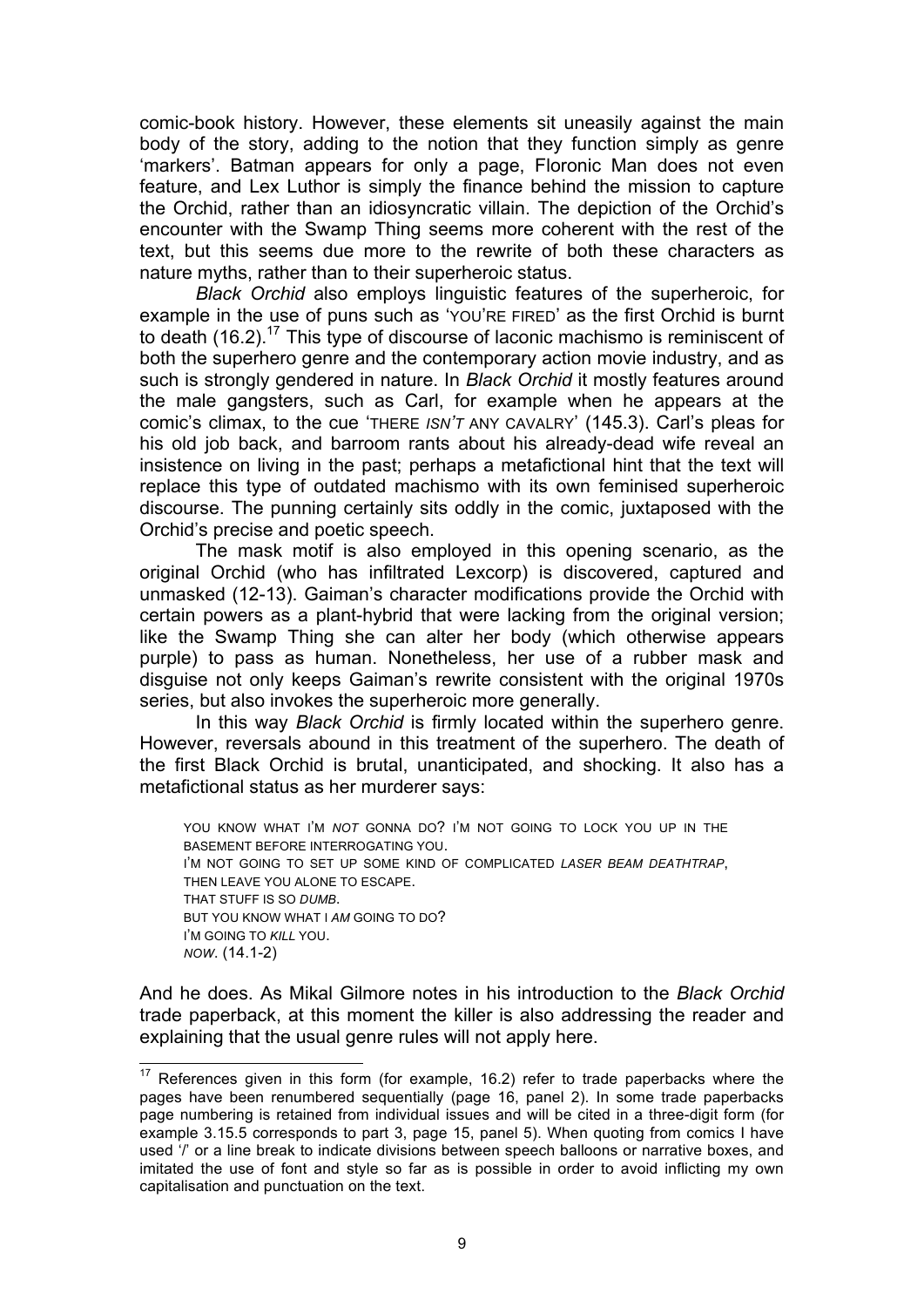comic-book history. However, these elements sit uneasily against the main body of the story, adding to the notion that they function simply as genre 'markers'. Batman appears for only a page, Floronic Man does not even feature, and Lex Luthor is simply the finance behind the mission to capture the Orchid, rather than an idiosyncratic villain. The depiction of the Orchid's encounter with the Swamp Thing seems more coherent with the rest of the text, but this seems due more to the rewrite of both these characters as nature myths, rather than to their superheroic status.

*Black Orchid* also employs linguistic features of the superheroic, for example in the use of puns such as 'YOU'RE FIRED' as the first Orchid is burnt to death (16.2).[17] This type of discourse of laconic machismo is reminiscent of both the superhero genre and the contemporary action movie industry, and as such is strongly gendered in nature. In *Black Orchid* it mostly features around the male gangsters, such as Carl, for example when he appears at the comic's climax, to the cue 'THERE *ISN'T* ANY CAVALRY' (145.3). Carl's pleas for his old job back, and barroom rants about his already-dead wife reveal an insistence on living in the past; perhaps a metafictional hint that the text will replace this type of outdated machismo with its own feminised superheroic discourse. The punning certainly sits oddly in the comic, juxtaposed with the Orchid's precise and poetic speech.

The mask motif is also employed in this opening scenario, as the original Orchid (who has infiltrated Lexcorp) is discovered, captured and unmasked (12-13). Gaiman's character modifications provide the Orchid with certain powers as a plant-hybrid that were lacking from the original version; like the Swamp Thing she can alter her body (which otherwise appears purple) to pass as human. Nonetheless, her use of a rubber mask and disguise not only keeps Gaiman's rewrite consistent with the original 1970s series, but also invokes the superheroic more generally.

In this way *Black Orchid* is firmly located within the superhero genre. However, reversals abound in this treatment of the superhero. The death of the first Black Orchid is brutal, unanticipated, and shocking. It also has a metafictional status as her murderer says:

> YOU KNOW WHAT I'M *NOT* GONNA DO? I'M NOT GOING TO LOCK YOU UP IN THE BASEMENT BEFORE INTERROGATING YOU.
> I'M NOT GOING TO SET UP SOME KIND OF COMPLICATED *LASER BEAM DEATHTRAP*, THEN LEAVE YOU ALONE TO ESCAPE.
> THAT STUFF IS SO *DUMB*.
> BUT YOU KNOW WHAT I *AM* GOING TO DO?
> I'M GOING TO *KILL* YOU.
> *NOW*. (14.1-2)

And he does. As Mikal Gilmore notes in his introduction to the *Black Orchid* trade paperback, at this moment the killer is also addressing the reader and explaining that the usual genre rules will not apply here.

---

[17] References given in this form (for example, 16.2) refer to trade paperbacks where the pages have been renumbered sequentially (page 16, panel 2). In some trade paperbacks page numbering is retained from individual issues and will be cited in a three-digit form (for example 3.15.5 corresponds to part 3, page 15, panel 5). When quoting from comics I have used '/' or a line break to indicate divisions between speech balloons or narrative boxes, and imitated the use of font and style so far as is possible in order to avoid inflicting my own capitalisation and punctuation on the text.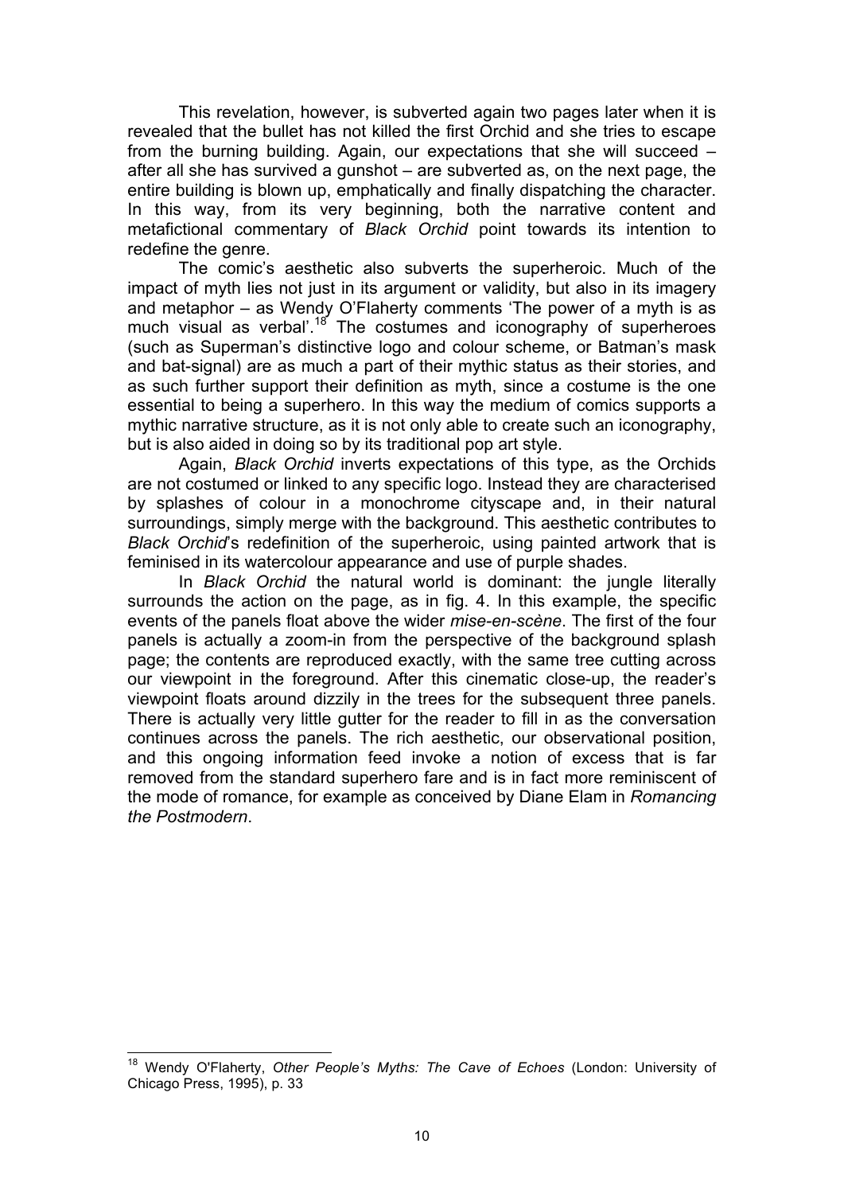This revelation, however, is subverted again two pages later when it is revealed that the bullet has not killed the first Orchid and she tries to escape from the burning building. Again, our expectations that she will succeed – after all she has survived a gunshot – are subverted as, on the next page, the entire building is blown up, emphatically and finally dispatching the character. In this way, from its very beginning, both the narrative content and metafictional commentary of *Black Orchid* point towards its intention to redefine the genre.

The comic's aesthetic also subverts the superheroic. Much of the impact of myth lies not just in its argument or validity, but also in its imagery and metaphor – as Wendy O'Flaherty comments 'The power of a myth is as much visual as verbal'.[18] The costumes and iconography of superheroes (such as Superman's distinctive logo and colour scheme, or Batman's mask and bat-signal) are as much a part of their mythic status as their stories, and as such further support their definition as myth, since a costume is the one essential to being a superhero. In this way the medium of comics supports a mythic narrative structure, as it is not only able to create such an iconography, but is also aided in doing so by its traditional pop art style.

Again, *Black Orchid* inverts expectations of this type, as the Orchids are not costumed or linked to any specific logo. Instead they are characterised by splashes of colour in a monochrome cityscape and, in their natural surroundings, simply merge with the background. This aesthetic contributes to *Black Orchid*'s redefinition of the superheroic, using painted artwork that is feminised in its watercolour appearance and use of purple shades.

In *Black Orchid* the natural world is dominant: the jungle literally surrounds the action on the page, as in fig. 4. In this example, the specific events of the panels float above the wider *mise-en-scène*. The first of the four panels is actually a zoom-in from the perspective of the background splash page; the contents are reproduced exactly, with the same tree cutting across our viewpoint in the foreground. After this cinematic close-up, the reader's viewpoint floats around dizzily in the trees for the subsequent three panels. There is actually very little gutter for the reader to fill in as the conversation continues across the panels. The rich aesthetic, our observational position, and this ongoing information feed invoke a notion of excess that is far removed from the standard superhero fare and is in fact more reminiscent of the mode of romance, for example as conceived by Diane Elam in *Romancing the Postmodern*.

---

[18] Wendy O'Flaherty, *Other People's Myths: The Cave of Echoes* (London: University of Chicago Press, 1995), p. 33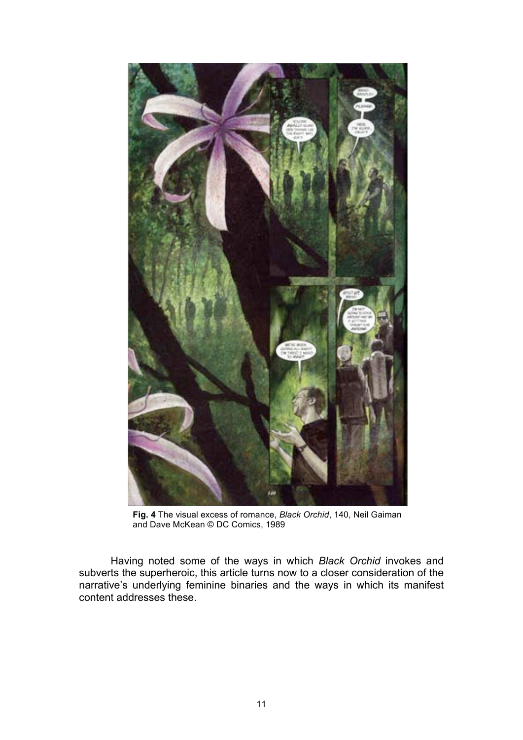**Fig. 4** The visual excess of romance, *Black Orchid*, 140, Neil Gaiman and Dave McKean © DC Comics, 1989

Having noted some of the ways in which *Black Orchid* invokes and subverts the superheroic, this article turns now to a closer consideration of the narrative's underlying feminine binaries and the ways in which its manifest content addresses these.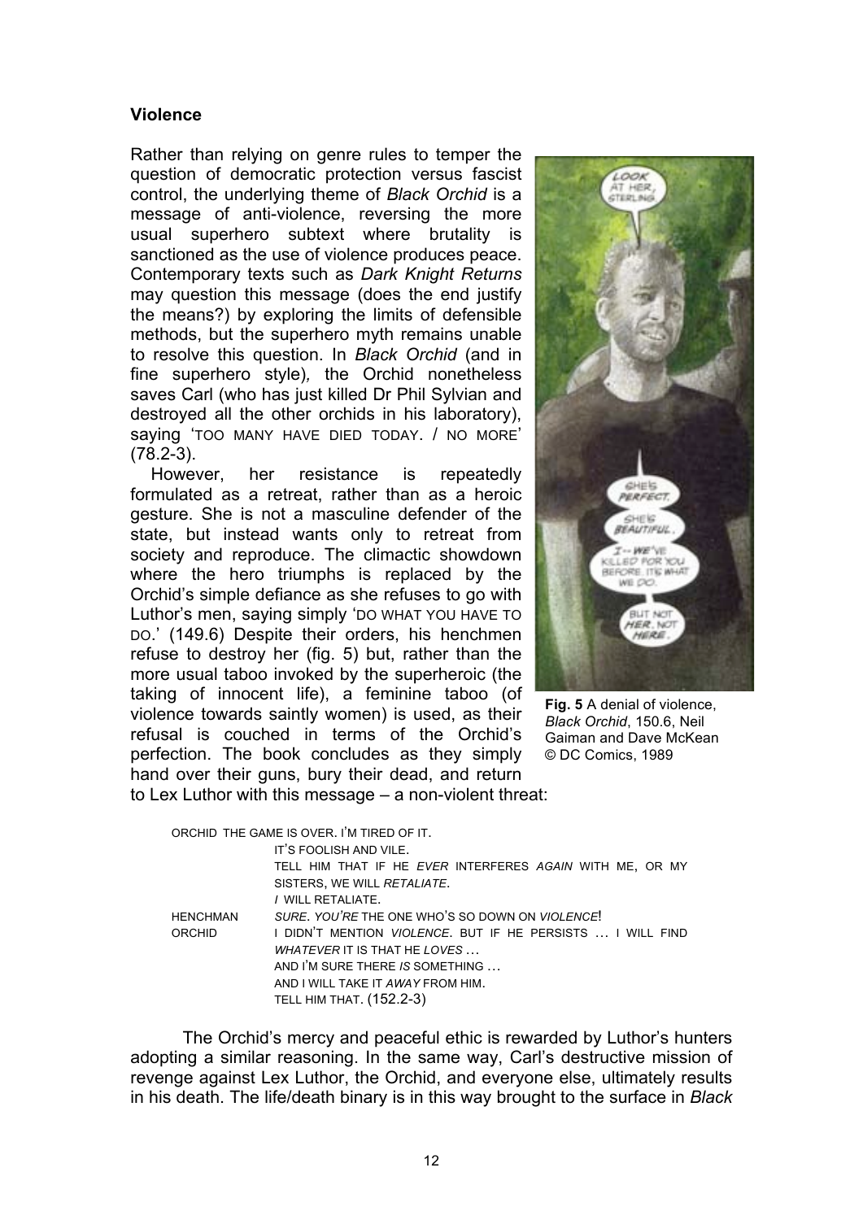### Violence

Rather than relying on genre rules to temper the question of democratic protection versus fascist control, the underlying theme of *Black Orchid* is a message of anti-violence, reversing the more usual superhero subtext where brutality is sanctioned as the use of violence produces peace. Contemporary texts such as *Dark Knight Returns* may question this message (does the end justify the means?) by exploring the limits of defensible methods, but the superhero myth remains unable to resolve this question. In *Black Orchid* (and in fine superhero style)*,* the Orchid nonetheless saves Carl (who has just killed Dr Phil Sylvian and destroyed all the other orchids in his laboratory), saying 'TOO MANY HAVE DIED TODAY. / NO MORE' (78.2-3).

However, her resistance is repeatedly formulated as a retreat, rather than as a heroic gesture. She is not a masculine defender of the state, but instead wants only to retreat from society and reproduce. The climactic showdown where the hero triumphs is replaced by the Orchid's simple defiance as she refuses to go with Luthor's men, saying simply 'DO WHAT YOU HAVE TO DO.' (149.6) Despite their orders, his henchmen refuse to destroy her (fig. 5) but, rather than the more usual taboo invoked by the superheroic (the taking of innocent life), a feminine taboo (of violence towards saintly women) is used, as their refusal is couched in terms of the Orchid's perfection. The book concludes as they simply hand over their guns, bury their dead, and return to Lex Luthor with this message – a non-violent threat:

**Fig. 5** A denial of violence, *Black Orchid*, 150.6, Neil Gaiman and Dave McKean © DC Comics, 1989

| | |
|---|---|
| ORCHID | THE GAME IS OVER. I'M TIRED OF IT.<br>IT'S FOOLISH AND VILE.<br>TELL HIM THAT IF HE *EVER* INTERFERES *AGAIN* WITH ME, OR MY SISTERS, WE WILL *RETALIATE*.<br>*I* WILL RETALIATE. |
| HENCHMAN | *SURE. YOU'RE* THE ONE WHO'S SO DOWN ON *VIOLENCE*! |
| ORCHID | I DIDN'T MENTION *VIOLENCE*. BUT IF HE PERSISTS … I WILL FIND *WHATEVER* IT IS THAT HE *LOVES* …<br>AND I'M SURE THERE *IS* SOMETHING …<br>AND I WILL TAKE IT *AWAY* FROM HIM.<br>TELL HIM THAT. (152.2-3) |

The Orchid's mercy and peaceful ethic is rewarded by Luthor's hunters adopting a similar reasoning. In the same way, Carl's destructive mission of revenge against Lex Luthor, the Orchid, and everyone else, ultimately results in his death. The life/death binary is in this way brought to the surface in *Black*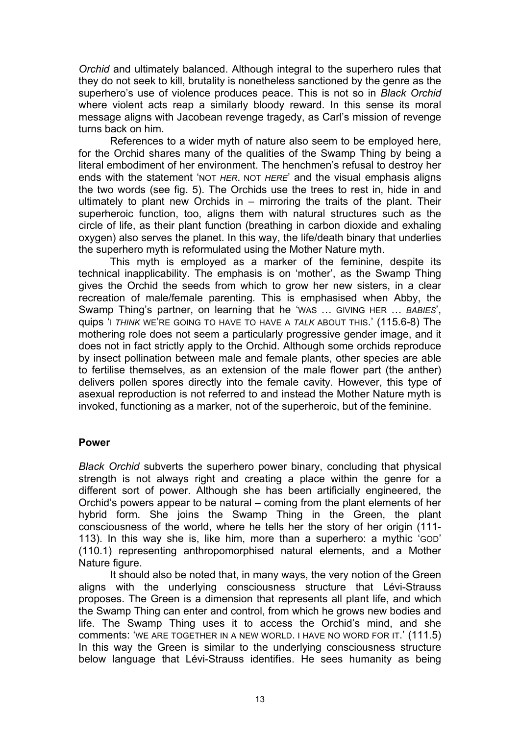*Orchid* and ultimately balanced. Although integral to the superhero rules that they do not seek to kill, brutality is nonetheless sanctioned by the genre as the superhero's use of violence produces peace. This is not so in *Black Orchid* where violent acts reap a similarly bloody reward. In this sense its moral message aligns with Jacobean revenge tragedy, as Carl's mission of revenge turns back on him.

References to a wider myth of nature also seem to be employed here, for the Orchid shares many of the qualities of the Swamp Thing by being a literal embodiment of her environment. The henchmen's refusal to destroy her ends with the statement 'NOT *HER*. NOT *HERE*' and the visual emphasis aligns the two words (see fig. 5). The Orchids use the trees to rest in, hide in and ultimately to plant new Orchids in – mirroring the traits of the plant. Their superheroic function, too, aligns them with natural structures such as the circle of life, as their plant function (breathing in carbon dioxide and exhaling oxygen) also serves the planet. In this way, the life/death binary that underlies the superhero myth is reformulated using the Mother Nature myth.

This myth is employed as a marker of the feminine, despite its technical inapplicability. The emphasis is on 'mother', as the Swamp Thing gives the Orchid the seeds from which to grow her new sisters, in a clear recreation of male/female parenting. This is emphasised when Abby, the Swamp Thing's partner, on learning that he 'WAS … GIVING HER … *BABIES*', quips 'I *THINK* WE'RE GOING TO HAVE TO HAVE A *TALK* ABOUT THIS.' (115.6-8) The mothering role does not seem a particularly progressive gender image, and it does not in fact strictly apply to the Orchid. Although some orchids reproduce by insect pollination between male and female plants, other species are able to fertilise themselves, as an extension of the male flower part (the anther) delivers pollen spores directly into the female cavity. However, this type of asexual reproduction is not referred to and instead the Mother Nature myth is invoked, functioning as a marker, not of the superheroic, but of the feminine.

## Power

*Black Orchid* subverts the superhero power binary, concluding that physical strength is not always right and creating a place within the genre for a different sort of power. Although she has been artificially engineered, the Orchid's powers appear to be natural – coming from the plant elements of her hybrid form. She joins the Swamp Thing in the Green, the plant consciousness of the world, where he tells her the story of her origin (111-113). In this way she is, like him, more than a superhero: a mythic 'GOD' (110.1) representing anthropomorphised natural elements, and a Mother Nature figure.

It should also be noted that, in many ways, the very notion of the Green aligns with the underlying consciousness structure that Lévi-Strauss proposes. The Green is a dimension that represents all plant life, and which the Swamp Thing can enter and control, from which he grows new bodies and life. The Swamp Thing uses it to access the Orchid's mind, and she comments: 'WE ARE TOGETHER IN A NEW WORLD. I HAVE NO WORD FOR IT.' (111.5) In this way the Green is similar to the underlying consciousness structure below language that Lévi-Strauss identifies. He sees humanity as being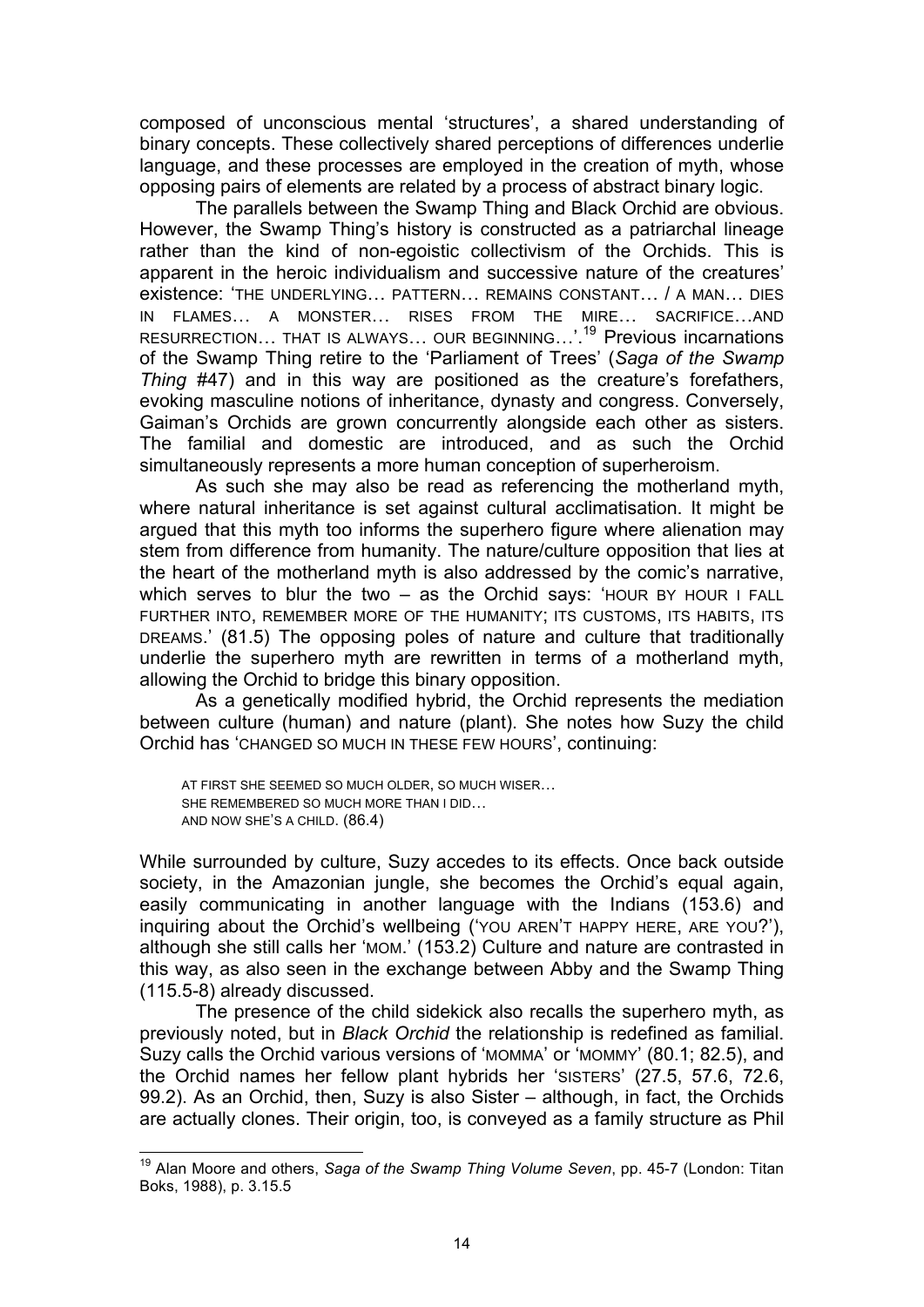composed of unconscious mental 'structures', a shared understanding of binary concepts. These collectively shared perceptions of differences underlie language, and these processes are employed in the creation of myth, whose opposing pairs of elements are related by a process of abstract binary logic.

The parallels between the Swamp Thing and Black Orchid are obvious. However, the Swamp Thing's history is constructed as a patriarchal lineage rather than the kind of non-egoistic collectivism of the Orchids. This is apparent in the heroic individualism and successive nature of the creatures' existence: 'THE UNDERLYING… PATTERN… REMAINS CONSTANT… / A MAN… DIES IN FLAMES… A MONSTER… RISES FROM THE MIRE… SACRIFICE…AND RESURRECTION… THAT IS ALWAYS… OUR BEGINNING…'.[19] Previous incarnations of the Swamp Thing retire to the 'Parliament of Trees' (*Saga of the Swamp Thing* #47) and in this way are positioned as the creature's forefathers, evoking masculine notions of inheritance, dynasty and congress. Conversely, Gaiman's Orchids are grown concurrently alongside each other as sisters. The familial and domestic are introduced, and as such the Orchid simultaneously represents a more human conception of superheroism.

As such she may also be read as referencing the motherland myth, where natural inheritance is set against cultural acclimatisation. It might be argued that this myth too informs the superhero figure where alienation may stem from difference from humanity. The nature/culture opposition that lies at the heart of the motherland myth is also addressed by the comic's narrative, which serves to blur the two – as the Orchid says: 'HOUR BY HOUR I FALL FURTHER INTO, REMEMBER MORE OF THE HUMANITY; ITS CUSTOMS, ITS HABITS, ITS DREAMS.' (81.5) The opposing poles of nature and culture that traditionally underlie the superhero myth are rewritten in terms of a motherland myth, allowing the Orchid to bridge this binary opposition.

As a genetically modified hybrid, the Orchid represents the mediation between culture (human) and nature (plant). She notes how Suzy the child Orchid has 'CHANGED SO MUCH IN THESE FEW HOURS', continuing:

> AT FIRST SHE SEEMED SO MUCH OLDER, SO MUCH WISER…
> SHE REMEMBERED SO MUCH MORE THAN I DID…
> AND NOW SHE'S A CHILD. (86.4)

While surrounded by culture, Suzy accedes to its effects. Once back outside society, in the Amazonian jungle, she becomes the Orchid's equal again, easily communicating in another language with the Indians (153.6) and inquiring about the Orchid's wellbeing ('YOU AREN'T HAPPY HERE, ARE YOU?'), although she still calls her 'MOM.' (153.2) Culture and nature are contrasted in this way, as also seen in the exchange between Abby and the Swamp Thing (115.5-8) already discussed.

The presence of the child sidekick also recalls the superhero myth, as previously noted, but in *Black Orchid* the relationship is redefined as familial. Suzy calls the Orchid various versions of 'MOMMA' or 'MOMMY' (80.1; 82.5), and the Orchid names her fellow plant hybrids her 'SISTERS' (27.5, 57.6, 72.6, 99.2). As an Orchid, then, Suzy is also Sister – although, in fact, the Orchids are actually clones. Their origin, too, is conveyed as a family structure as Phil

---

[19] Alan Moore and others, *Saga of the Swamp Thing Volume Seven*, pp. 45-7 (London: Titan Boks, 1988), p. 3.15.5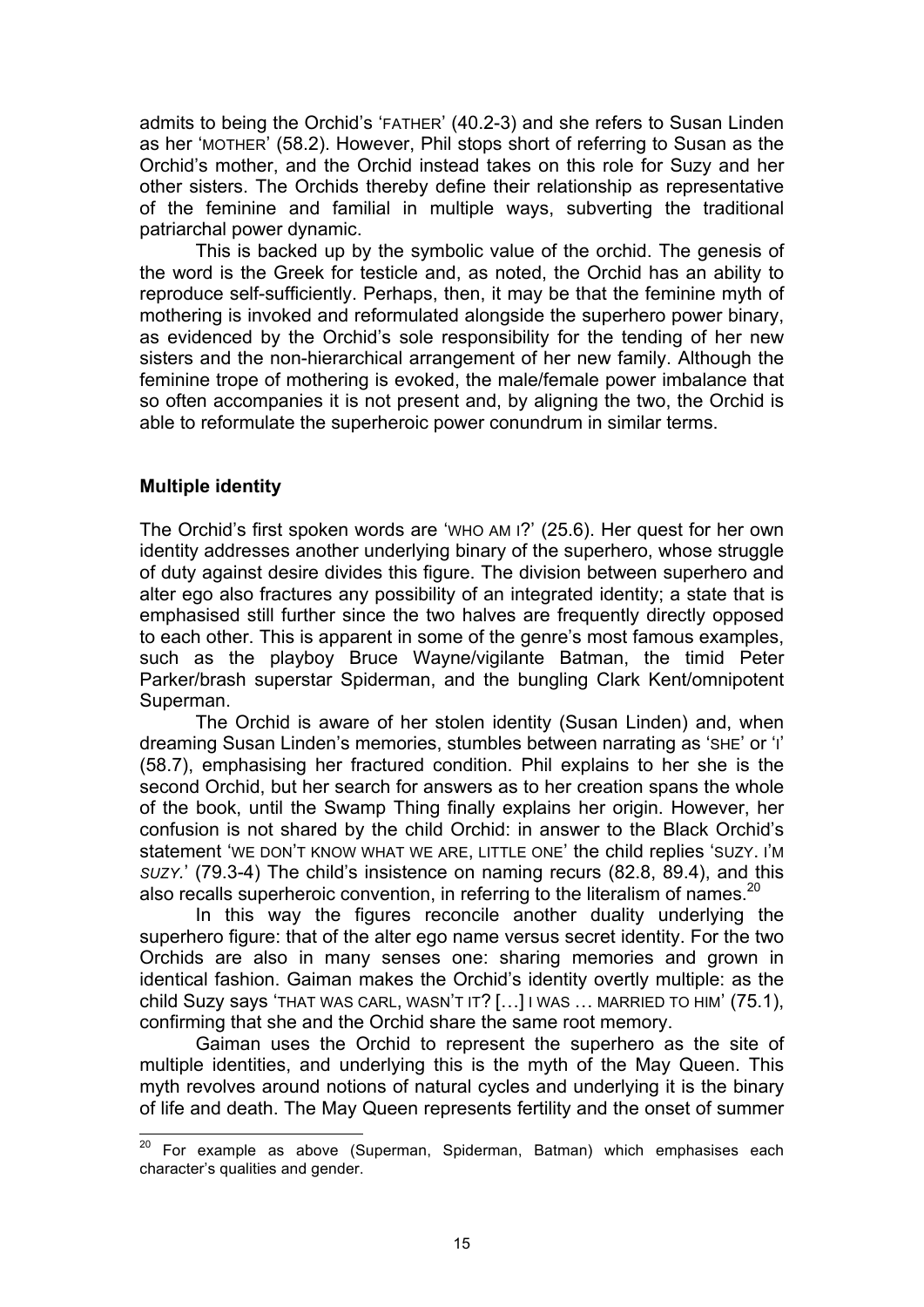admits to being the Orchid's 'FATHER' (40.2-3) and she refers to Susan Linden as her 'MOTHER' (58.2). However, Phil stops short of referring to Susan as the Orchid's mother, and the Orchid instead takes on this role for Suzy and her other sisters. The Orchids thereby define their relationship as representative of the feminine and familial in multiple ways, subverting the traditional patriarchal power dynamic.

This is backed up by the symbolic value of the orchid. The genesis of the word is the Greek for testicle and, as noted, the Orchid has an ability to reproduce self-sufficiently. Perhaps, then, it may be that the feminine myth of mothering is invoked and reformulated alongside the superhero power binary, as evidenced by the Orchid's sole responsibility for the tending of her new sisters and the non-hierarchical arrangement of her new family. Although the feminine trope of mothering is evoked, the male/female power imbalance that so often accompanies it is not present and, by aligning the two, the Orchid is able to reformulate the superheroic power conundrum in similar terms.

**Multiple identity**

The Orchid's first spoken words are 'WHO AM I?' (25.6). Her quest for her own identity addresses another underlying binary of the superhero, whose struggle of duty against desire divides this figure. The division between superhero and alter ego also fractures any possibility of an integrated identity; a state that is emphasised still further since the two halves are frequently directly opposed to each other. This is apparent in some of the genre's most famous examples, such as the playboy Bruce Wayne/vigilante Batman, the timid Peter Parker/brash superstar Spiderman, and the bungling Clark Kent/omnipotent Superman.

The Orchid is aware of her stolen identity (Susan Linden) and, when dreaming Susan Linden's memories, stumbles between narrating as 'SHE' or 'I' (58.7), emphasising her fractured condition. Phil explains to her she is the second Orchid, but her search for answers as to her creation spans the whole of the book, until the Swamp Thing finally explains her origin. However, her confusion is not shared by the child Orchid: in answer to the Black Orchid's statement 'WE DON'T KNOW WHAT WE ARE, LITTLE ONE' the child replies 'SUZY. I'M *SUZY*.' (79.3-4) The child's insistence on naming recurs (82.8, 89.4), and this also recalls superheroic convention, in referring to the literalism of names.[20]

In this way the figures reconcile another duality underlying the superhero figure: that of the alter ego name versus secret identity. For the two Orchids are also in many senses one: sharing memories and grown in identical fashion. Gaiman makes the Orchid's identity overtly multiple: as the child Suzy says 'THAT WAS CARL, WASN'T IT? […] I WAS … MARRIED TO HIM' (75.1), confirming that she and the Orchid share the same root memory.

Gaiman uses the Orchid to represent the superhero as the site of multiple identities, and underlying this is the myth of the May Queen. This myth revolves around notions of natural cycles and underlying it is the binary of life and death. The May Queen represents fertility and the onset of summer

[20] For example as above (Superman, Spiderman, Batman) which emphasises each character's qualities and gender.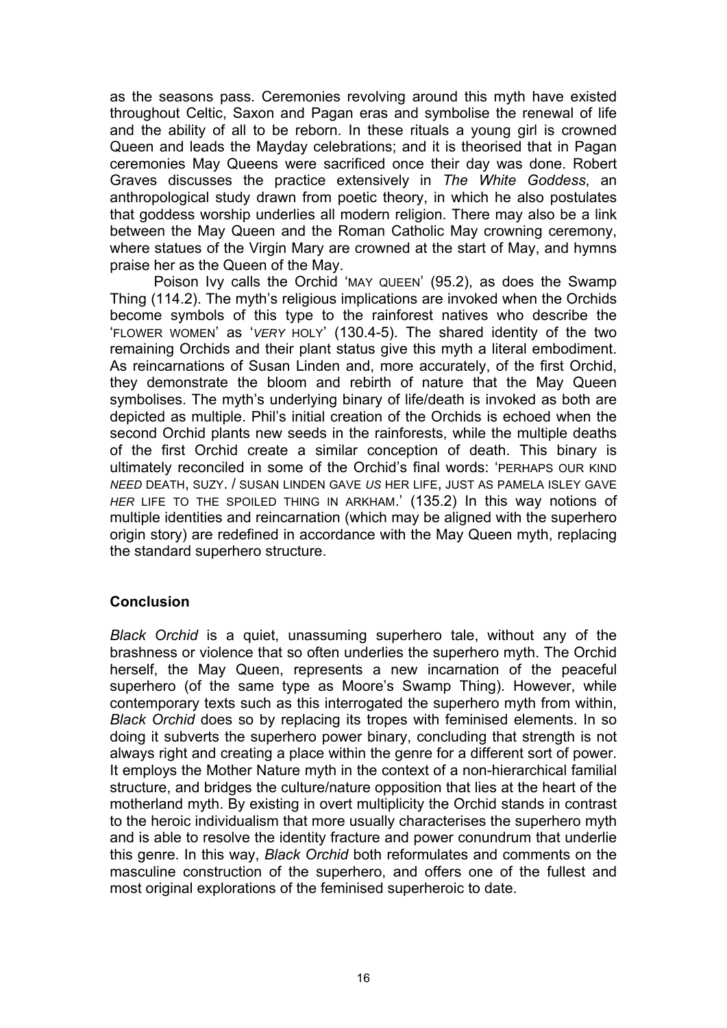as the seasons pass. Ceremonies revolving around this myth have existed throughout Celtic, Saxon and Pagan eras and symbolise the renewal of life and the ability of all to be reborn. In these rituals a young girl is crowned Queen and leads the Mayday celebrations; and it is theorised that in Pagan ceremonies May Queens were sacrificed once their day was done. Robert Graves discusses the practice extensively in *The White Goddess*, an anthropological study drawn from poetic theory, in which he also postulates that goddess worship underlies all modern religion. There may also be a link between the May Queen and the Roman Catholic May crowning ceremony, where statues of the Virgin Mary are crowned at the start of May, and hymns praise her as the Queen of the May.

Poison Ivy calls the Orchid 'MAY QUEEN' (95.2), as does the Swamp Thing (114.2). The myth's religious implications are invoked when the Orchids become symbols of this type to the rainforest natives who describe the 'FLOWER WOMEN' as '*VERY* HOLY' (130.4-5). The shared identity of the two remaining Orchids and their plant status give this myth a literal embodiment. As reincarnations of Susan Linden and, more accurately, of the first Orchid, they demonstrate the bloom and rebirth of nature that the May Queen symbolises. The myth's underlying binary of life/death is invoked as both are depicted as multiple. Phil's initial creation of the Orchids is echoed when the second Orchid plants new seeds in the rainforests, while the multiple deaths of the first Orchid create a similar conception of death. This binary is ultimately reconciled in some of the Orchid's final words: 'PERHAPS OUR KIND *NEED* DEATH, SUZY. / SUSAN LINDEN GAVE *US* HER LIFE, JUST AS PAMELA ISLEY GAVE *HER* LIFE TO THE SPOILED THING IN ARKHAM.' (135.2) In this way notions of multiple identities and reincarnation (which may be aligned with the superhero origin story) are redefined in accordance with the May Queen myth, replacing the standard superhero structure.

## Conclusion

*Black Orchid* is a quiet, unassuming superhero tale, without any of the brashness or violence that so often underlies the superhero myth. The Orchid herself, the May Queen, represents a new incarnation of the peaceful superhero (of the same type as Moore's Swamp Thing). However, while contemporary texts such as this interrogated the superhero myth from within, *Black Orchid* does so by replacing its tropes with feminised elements. In so doing it subverts the superhero power binary, concluding that strength is not always right and creating a place within the genre for a different sort of power. It employs the Mother Nature myth in the context of a non-hierarchical familial structure, and bridges the culture/nature opposition that lies at the heart of the motherland myth. By existing in overt multiplicity the Orchid stands in contrast to the heroic individualism that more usually characterises the superhero myth and is able to resolve the identity fracture and power conundrum that underlie this genre. In this way, *Black Orchid* both reformulates and comments on the masculine construction of the superhero, and offers one of the fullest and most original explorations of the feminised superheroic to date.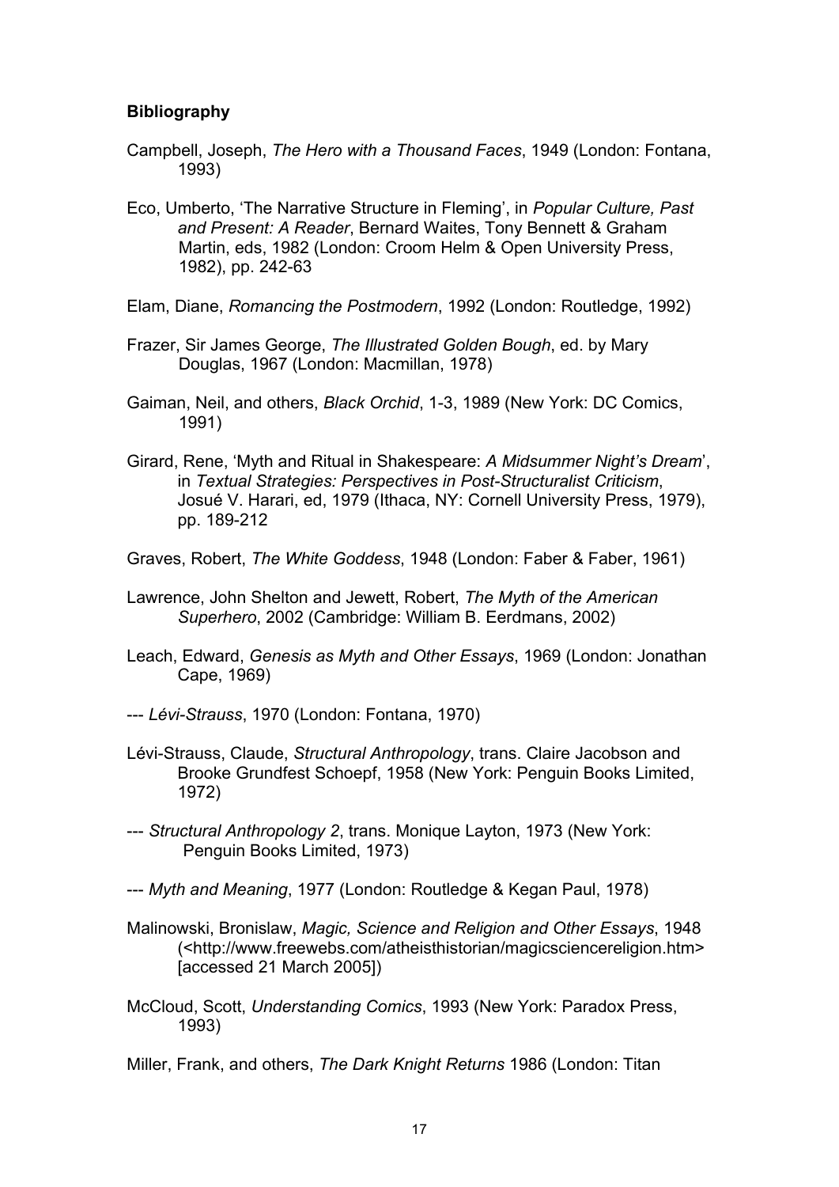**Bibliography**

Campbell, Joseph, *The Hero with a Thousand Faces*, 1949 (London: Fontana, 1993)

Eco, Umberto, 'The Narrative Structure in Fleming', in *Popular Culture, Past and Present: A Reader*, Bernard Waites, Tony Bennett & Graham Martin, eds, 1982 (London: Croom Helm & Open University Press, 1982), pp. 242-63

Elam, Diane, *Romancing the Postmodern*, 1992 (London: Routledge, 1992)

Frazer, Sir James George, *The Illustrated Golden Bough*, ed. by Mary Douglas, 1967 (London: Macmillan, 1978)

Gaiman, Neil, and others, *Black Orchid*, 1-3, 1989 (New York: DC Comics, 1991)

Girard, Rene, 'Myth and Ritual in Shakespeare: *A Midsummer Night's Dream*', in *Textual Strategies: Perspectives in Post-Structuralist Criticism*, Josué V. Harari, ed, 1979 (Ithaca, NY: Cornell University Press, 1979), pp. 189-212

Graves, Robert, *The White Goddess*, 1948 (London: Faber & Faber, 1961)

Lawrence, John Shelton and Jewett, Robert, *The Myth of the American Superhero*, 2002 (Cambridge: William B. Eerdmans, 2002)

Leach, Edward, *Genesis as Myth and Other Essays*, 1969 (London: Jonathan Cape, 1969)

--- *Lévi-Strauss*, 1970 (London: Fontana, 1970)

Lévi-Strauss, Claude, *Structural Anthropology*, trans. Claire Jacobson and Brooke Grundfest Schoepf, 1958 (New York: Penguin Books Limited, 1972)

--- *Structural Anthropology 2*, trans. Monique Layton, 1973 (New York: Penguin Books Limited, 1973)

--- *Myth and Meaning*, 1977 (London: Routledge & Kegan Paul, 1978)

Malinowski, Bronislaw, *Magic, Science and Religion and Other Essays*, 1948 (<http://www.freewebs.com/atheisthistorian/magicsciencereligion.htm> [accessed 21 March 2005])

McCloud, Scott, *Understanding Comics*, 1993 (New York: Paradox Press, 1993)

Miller, Frank, and others, *The Dark Knight Returns* 1986 (London: Titan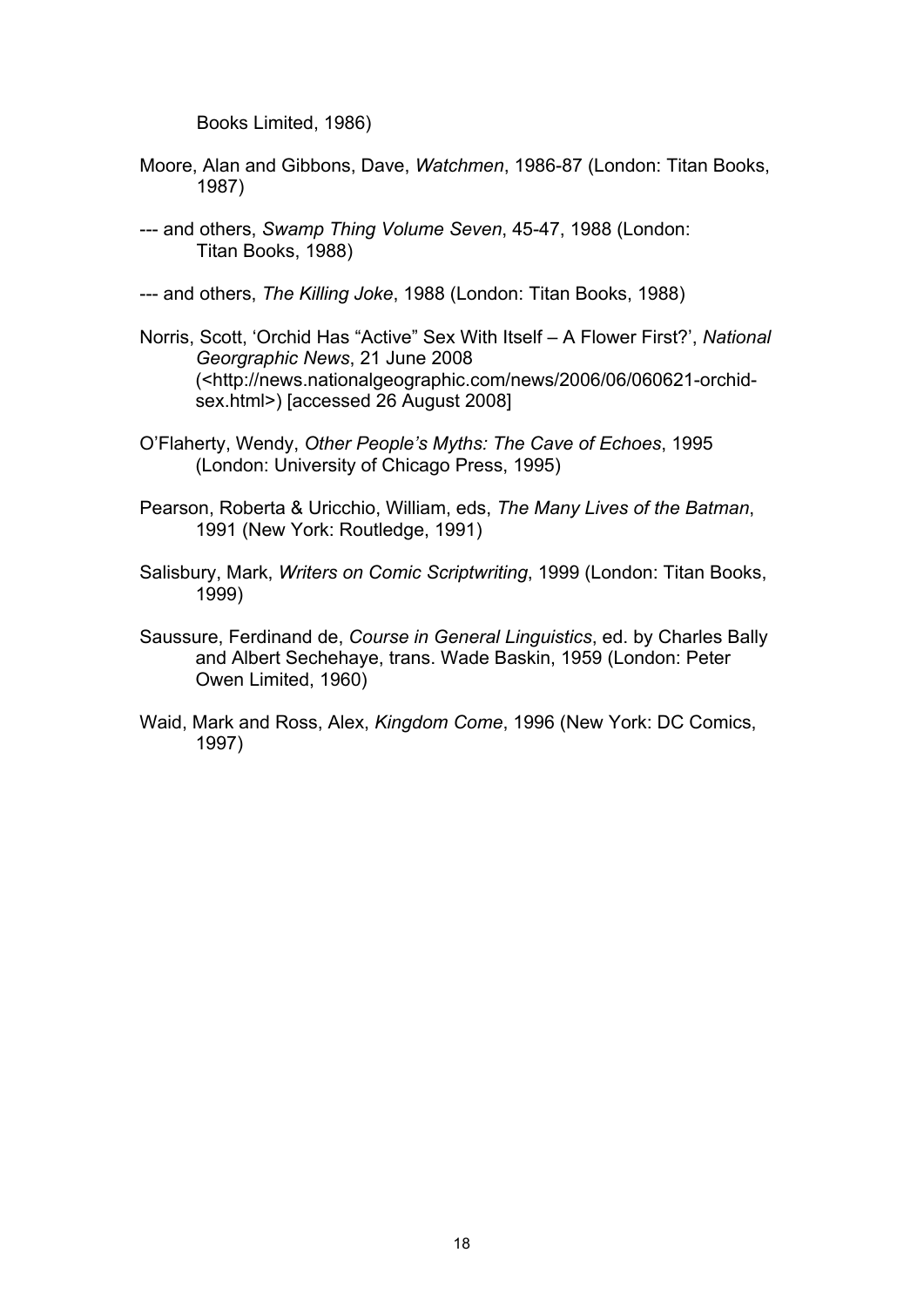Books Limited, 1986)

Moore, Alan and Gibbons, Dave, *Watchmen*, 1986-87 (London: Titan Books, 1987)

--- and others, *Swamp Thing Volume Seven*, 45-47, 1988 (London: Titan Books, 1988)

--- and others, *The Killing Joke*, 1988 (London: Titan Books, 1988)

Norris, Scott, 'Orchid Has "Active" Sex With Itself – A Flower First?', *National Georgraphic News*, 21 June 2008 (<http://news.nationalgeographic.com/news/2006/06/060621-orchid-sex.html>) [accessed 26 August 2008]

O'Flaherty, Wendy, *Other People's Myths: The Cave of Echoes*, 1995 (London: University of Chicago Press, 1995)

Pearson, Roberta & Uricchio, William, eds, *The Many Lives of the Batman*, 1991 (New York: Routledge, 1991)

Salisbury, Mark, *Writers on Comic Scriptwriting*, 1999 (London: Titan Books, 1999)

Saussure, Ferdinand de, *Course in General Linguistics*, ed. by Charles Bally and Albert Sechehaye, trans. Wade Baskin, 1959 (London: Peter Owen Limited, 1960)

Waid, Mark and Ross, Alex, *Kingdom Come*, 1996 (New York: DC Comics, 1997)